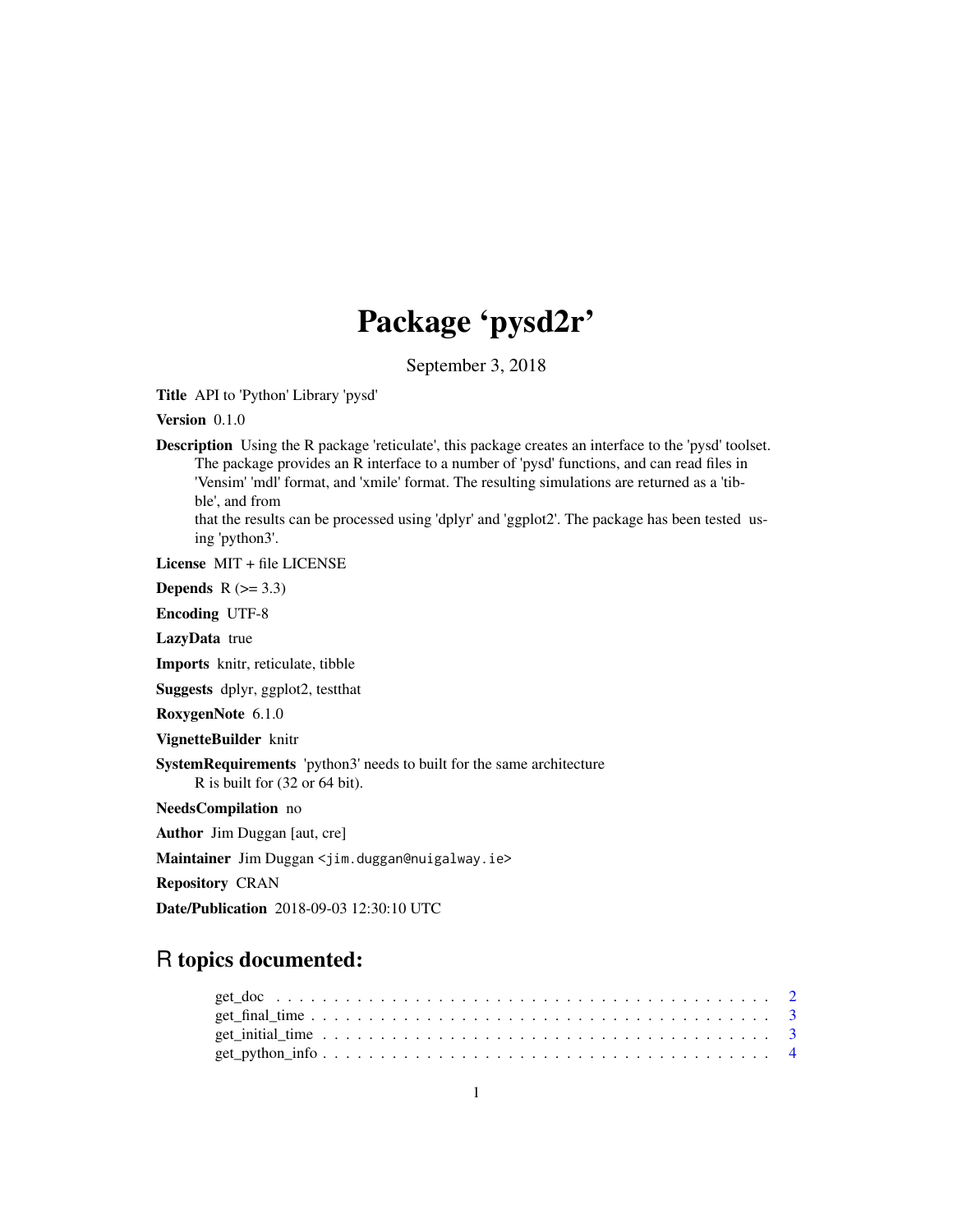# Package 'pysd2r'

September 3, 2018

**Title** API to 'Python' Library 'pysd'

**Version** 0.1.0

**Description** Using the R package 'reticulate', this package creates an interface to the 'pysd' toolset. The package provides an R interface to a number of 'pysd' functions, and can read files in 'Vensim' 'mdl' format, and 'xmile' format. The resulting simulations are returned as a 'tibble', and from that the results can be processed using 'dplyr' and 'ggplot2'. The package has been tested using 'python3'.

**License** MIT + file LICENSE

**Depends** R (>= 3.3)

**Encoding** UTF-8

**LazyData** true

**Imports** knitr, reticulate, tibble

**Suggests** dplyr, ggplot2, testthat

**RoxygenNote** 6.1.0

**VignetteBuilder** knitr

**SystemRequirements** 'python3' needs to built for the same architecture R is built for (32 or 64 bit).

**NeedsCompilation** no

**Author** Jim Duggan [aut, cre]

**Maintainer** Jim Duggan <jim.duggan@nuigalway.ie>

**Repository** CRAN

**Date/Publication** 2018-09-03 12:30:10 UTC

## R topics documented:

get_doc . . . . . . . . . . . . . . . . . . . . . . . . . . . . . . . . . . . . . . . . . 2
get_final_time . . . . . . . . . . . . . . . . . . . . . . . . . . . . . . . . . . . . . . 3
get_initial_time . . . . . . . . . . . . . . . . . . . . . . . . . . . . . . . . . . . . . 3
get_python_info . . . . . . . . . . . . . . . . . . . . . . . . . . . . . . . . . . . . . 4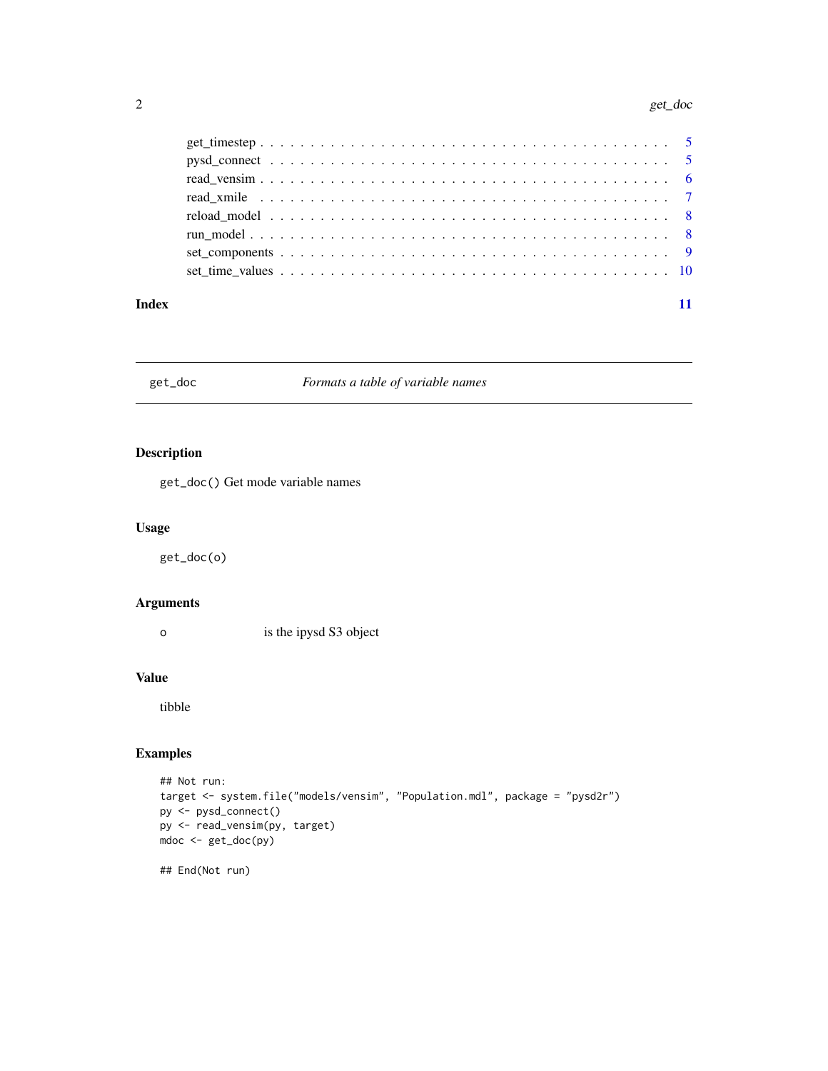| | |
|---|---|
| get_timestep | 5 |
| pysd_connect | 5 |
| read_vensim | 6 |
| read_xmile | 7 |
| reload_model | 8 |
| run_model | 8 |
| set_components | 9 |
| set_time_values | 10 |

**Index** **11**

---

`get_doc` *Formats a table of variable names*

---

## Description

`get_doc()` Get mode variable names

## Usage

```
get_doc(o)
```

## Arguments

| | |
|---|---|
| `o` | is the ipysd S3 object |

## Value

tibble

## Examples

```
## Not run:
target <- system.file("models/vensim", "Population.mdl", package = "pysd2r")
py <- pysd_connect()
py <- read_vensim(py, target)
mdoc <- get_doc(py)

## End(Not run)
```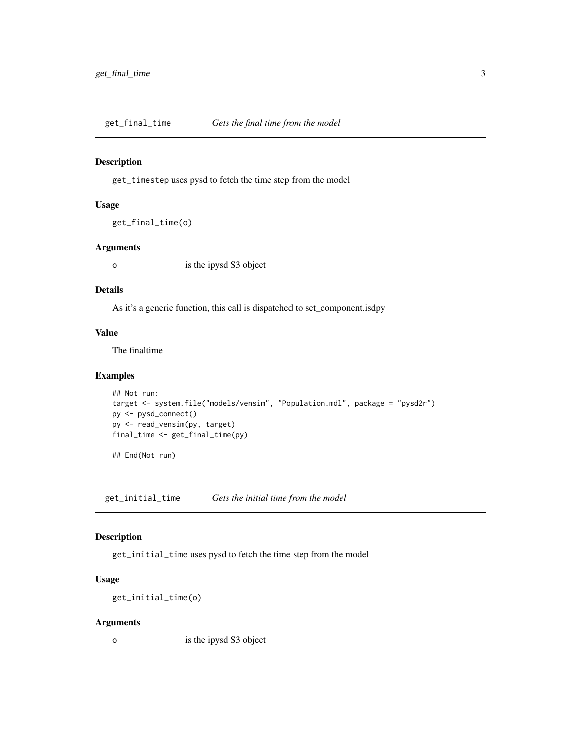## get_final_time — *Gets the final time from the model*

### Description

`get_timestep` uses pysd to fetch the time step from the model

### Usage

```
get_final_time(o)
```

### Arguments

| | |
|---|---|
| `o` | is the ipysd S3 object |

### Details

As it's a generic function, this call is dispatched to set_component.isdpy

### Value

The finaltime

### Examples

```
## Not run:
target <- system.file("models/vensim", "Population.mdl", package = "pysd2r")
py <- pysd_connect()
py <- read_vensim(py, target)
final_time <- get_final_time(py)

## End(Not run)
```

## get_initial_time — *Gets the initial time from the model*

### Description

`get_initial_time` uses pysd to fetch the time step from the model

### Usage

```
get_initial_time(o)
```

### Arguments

| | |
|---|---|
| `o` | is the ipysd S3 object |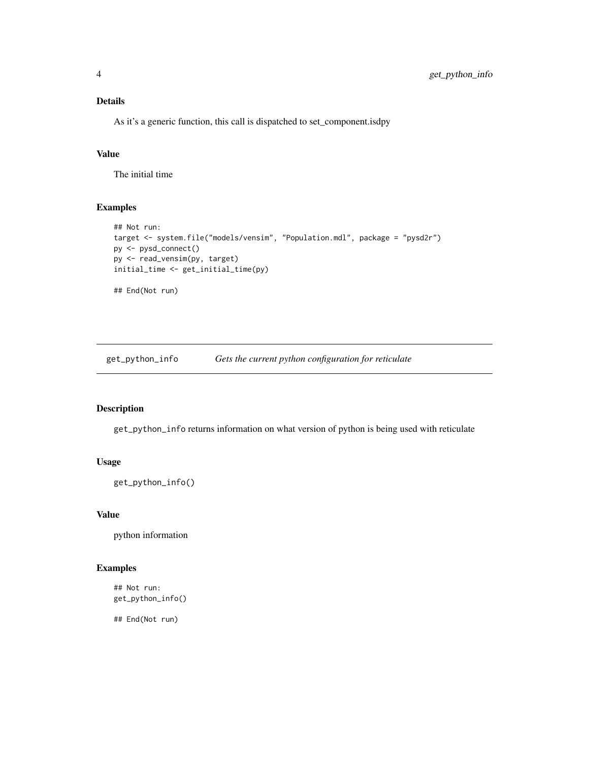### Details

As it's a generic function, this call is dispatched to set_component.isdpy

### Value

The initial time

### Examples

```
## Not run:
target <- system.file("models/vensim", "Population.mdl", package = "pysd2r")
py <- pysd_connect()
py <- read_vensim(py, target)
initial_time <- get_initial_time(py)

## End(Not run)
```

---

## get_python_info — *Gets the current python configuration for reticulate*

### Description

`get_python_info` returns information on what version of python is being used with reticulate

### Usage

```
get_python_info()
```

### Value

python information

### Examples

```
## Not run:
get_python_info()

## End(Not run)
```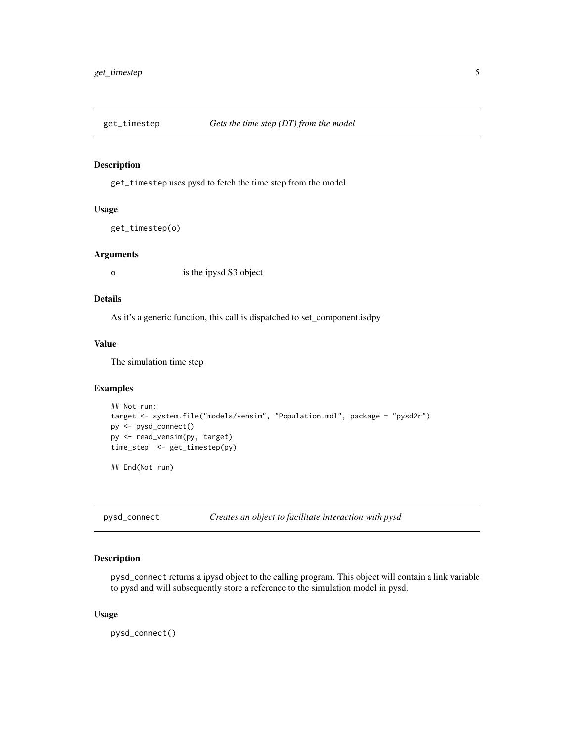## get_timestep — *Gets the time step (DT) from the model*

### Description

get_timestep uses pysd to fetch the time step from the model

### Usage

```
get_timestep(o)
```

### Arguments

| | |
|---|---|
| o | is the ipysd S3 object |

### Details

As it's a generic function, this call is dispatched to set_component.isdpy

### Value

The simulation time step

### Examples

```
## Not run:
target <- system.file("models/vensim", "Population.mdl", package = "pysd2r")
py <- pysd_connect()
py <- read_vensim(py, target)
time_step  <- get_timestep(py)

## End(Not run)
```

## pysd_connect — *Creates an object to facilitate interaction with pysd*

### Description

pysd_connect returns a ipysd object to the calling program. This object will contain a link variable to pysd and will subsequently store a reference to the simulation model in pysd.

### Usage

```
pysd_connect()
```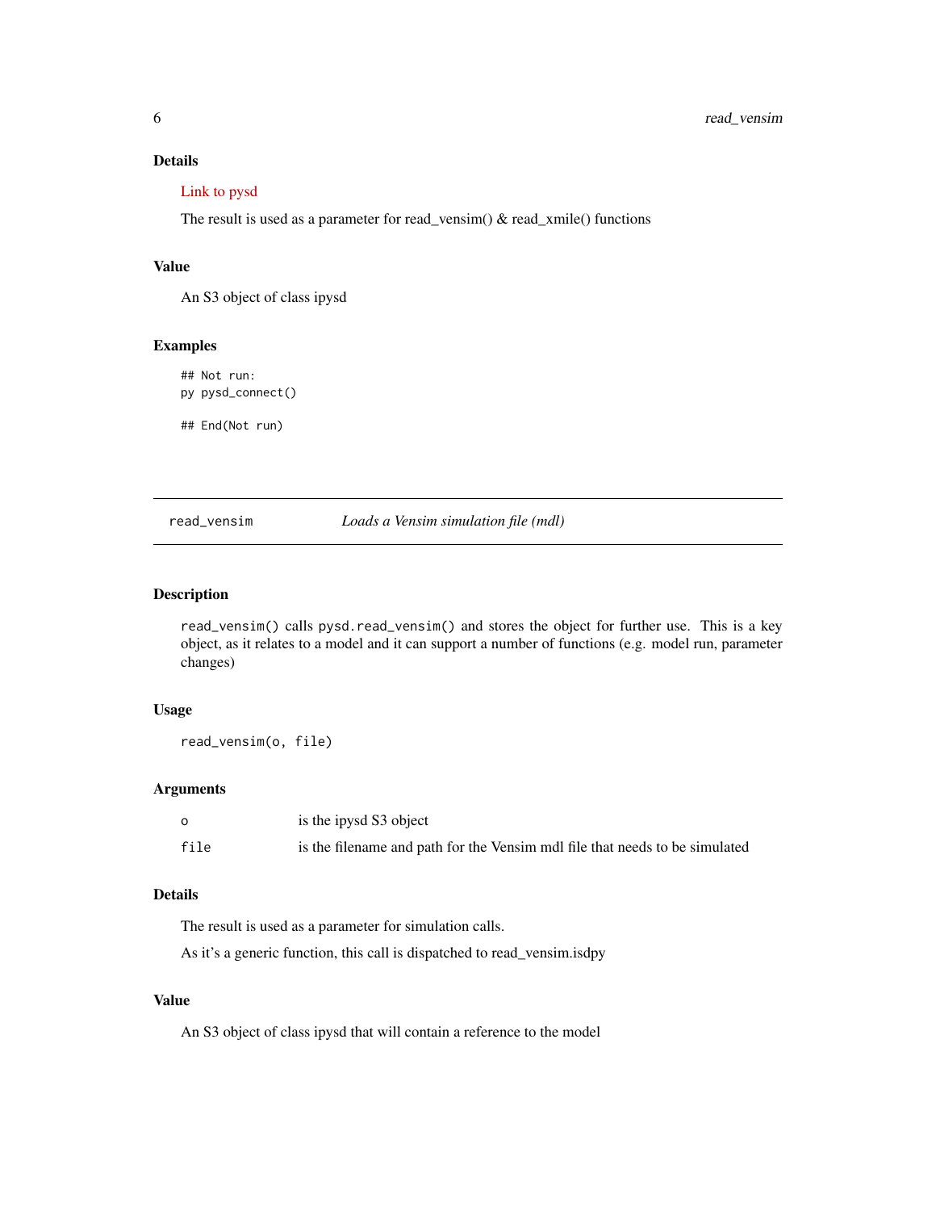### Details

Link to pysd

The result is used as a parameter for read_vensim() & read_xmile() functions

### Value

An S3 object of class ipysd

### Examples

```
## Not run:
py pysd_connect()

## End(Not run)
```

---

## read_vensim — *Loads a Vensim simulation file (mdl)*

---

### Description

`read_vensim()` calls `pysd.read_vensim()` and stores the object for further use. This is a key object, as it relates to a model and it can support a number of functions (e.g. model run, parameter changes)

### Usage

```
read_vensim(o, file)
```

### Arguments

| | |
|---|---|
| `o` | is the ipysd S3 object |
| `file` | is the filename and path for the Vensim mdl file that needs to be simulated |

### Details

The result is used as a parameter for simulation calls.

As it's a generic function, this call is dispatched to read_vensim.isdpy

### Value

An S3 object of class ipysd that will contain a reference to the model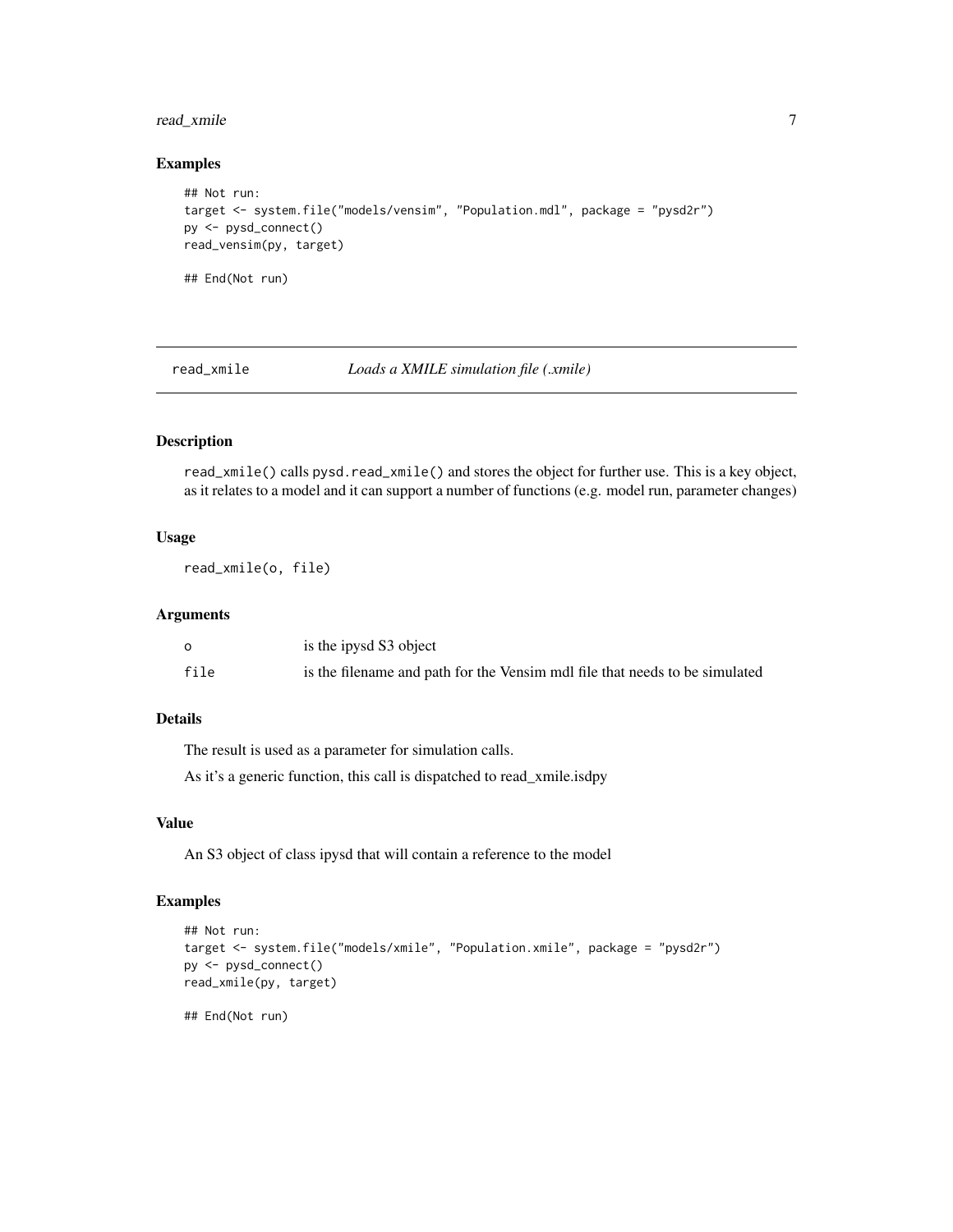### Examples

```
## Not run:
target <- system.file("models/vensim", "Population.mdl", package = "pysd2r")
py <- pysd_connect()
read_vensim(py, target)

## End(Not run)
```

---

## read_xmile — *Loads a XMILE simulation file (.xmile)*

### Description

`read_xmile()` calls `pysd.read_xmile()` and stores the object for further use. This is a key object, as it relates to a model and it can support a number of functions (e.g. model run, parameter changes)

### Usage

```
read_xmile(o, file)
```

### Arguments

| | |
|---|---|
| `o` | is the ipysd S3 object |
| `file` | is the filename and path for the Vensim mdl file that needs to be simulated |

### Details

The result is used as a parameter for simulation calls.

As it's a generic function, this call is dispatched to read_xmile.isdpy

### Value

An S3 object of class ipysd that will contain a reference to the model

### Examples

```
## Not run:
target <- system.file("models/xmile", "Population.xmile", package = "pysd2r")
py <- pysd_connect()
read_xmile(py, target)

## End(Not run)
```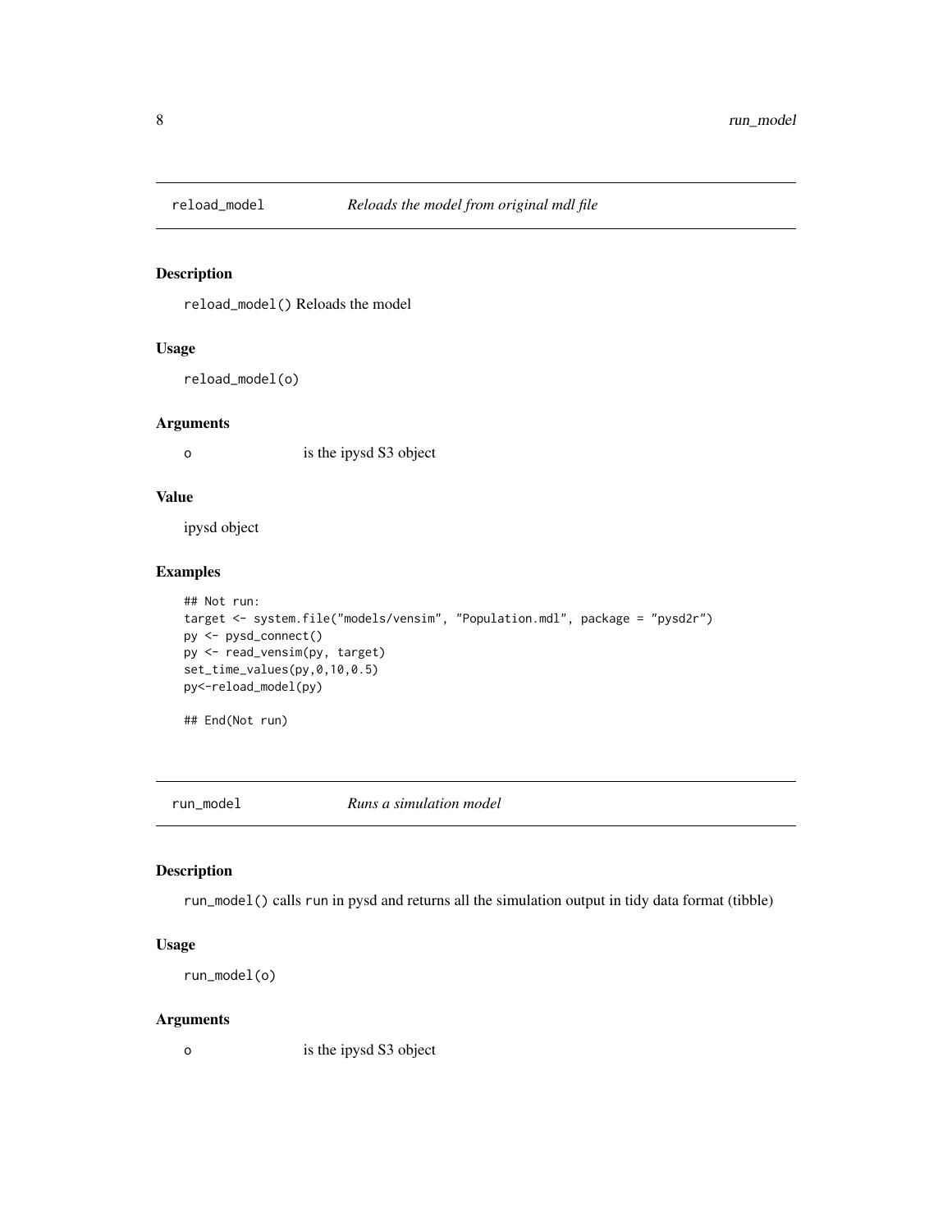## reload_model *Reloads the model from original mdl file*

### Description

`reload_model()` Reloads the model

### Usage

```
reload_model(o)
```

### Arguments

| | |
|---|---|
| o | is the ipysd S3 object |

### Value

ipysd object

### Examples

```
## Not run:
target <- system.file("models/vensim", "Population.mdl", package = "pysd2r")
py <- pysd_connect()
py <- read_vensim(py, target)
set_time_values(py,0,10,0.5)
py<-reload_model(py)

## End(Not run)
```

## run_model *Runs a simulation model*

### Description

`run_model()` calls `run` in pysd and returns all the simulation output in tidy data format (tibble)

### Usage

```
run_model(o)
```

### Arguments

| | |
|---|---|
| o | is the ipysd S3 object |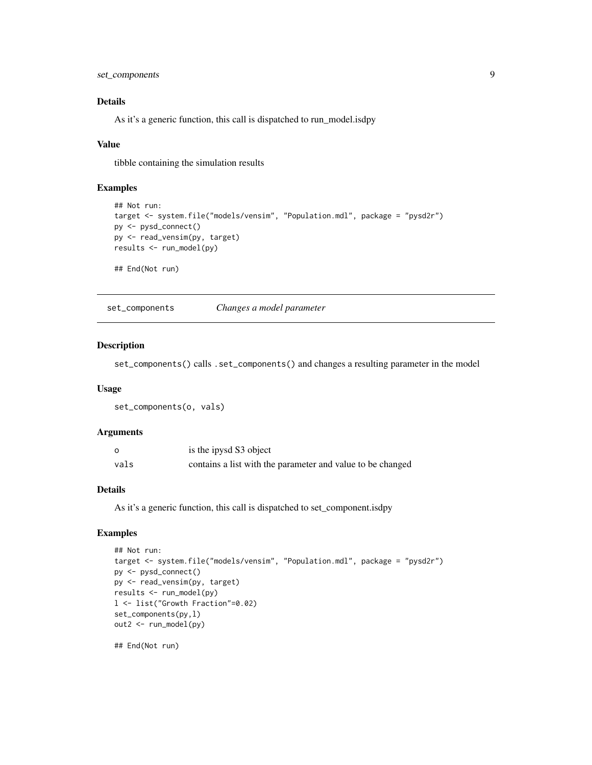### Details

As it's a generic function, this call is dispatched to run_model.isdpy

### Value

tibble containing the simulation results

### Examples

```
## Not run:
target <- system.file("models/vensim", "Population.mdl", package = "pysd2r")
py <- pysd_connect()
py <- read_vensim(py, target)
results <- run_model(py)

## End(Not run)
```

## set_components *Changes a model parameter*

### Description

`set_components()` calls `.set_components()` and changes a resulting parameter in the model

### Usage

```
set_components(o, vals)
```

### Arguments

| | |
|---|---|
| `o` | is the ipysd S3 object |
| `vals` | contains a list with the parameter and value to be changed |

### Details

As it's a generic function, this call is dispatched to set_component.isdpy

### Examples

```
## Not run:
target <- system.file("models/vensim", "Population.mdl", package = "pysd2r")
py <- pysd_connect()
py <- read_vensim(py, target)
results <- run_model(py)
l <- list("Growth Fraction"=0.02)
set_components(py,l)
out2 <- run_model(py)

## End(Not run)
```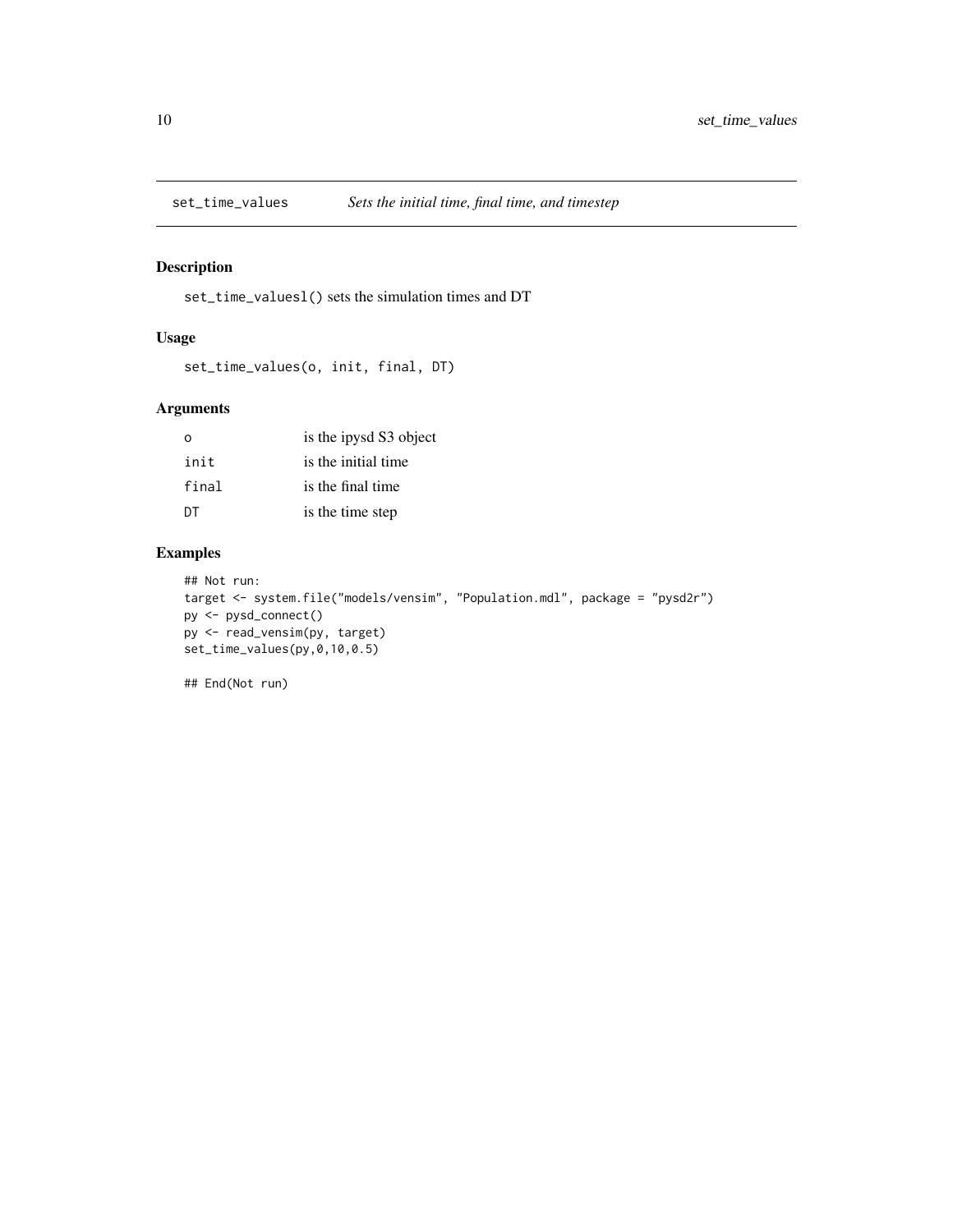# set_time_values — *Sets the initial time, final time, and timestep*

## Description

`set_time_valuesl()` sets the simulation times and DT

## Usage

```
set_time_values(o, init, final, DT)
```

## Arguments

| | |
|---|---|
| `o` | is the ipysd S3 object |
| `init` | is the initial time |
| `final` | is the final time |
| `DT` | is the time step |

## Examples

```
## Not run:
target <- system.file("models/vensim", "Population.mdl", package = "pysd2r")
py <- pysd_connect()
py <- read_vensim(py, target)
set_time_values(py,0,10,0.5)

## End(Not run)
```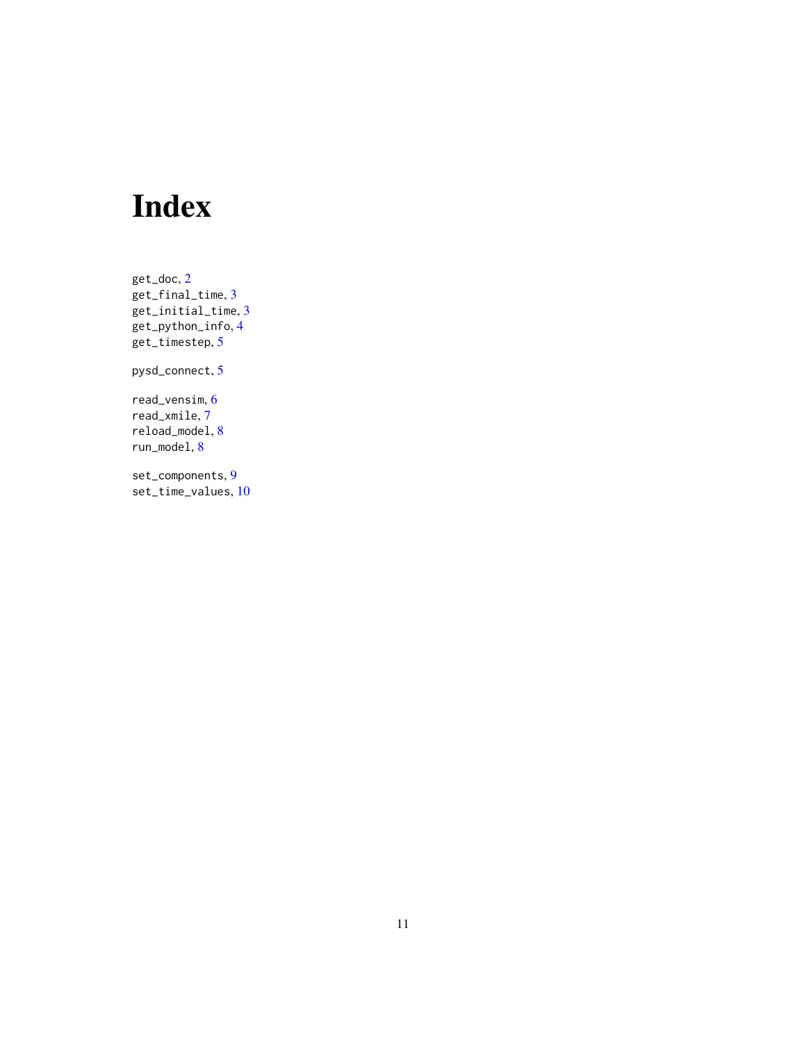# Index

get_doc, 2
get_final_time, 3
get_initial_time, 3
get_python_info, 4
get_timestep, 5

pysd_connect, 5

read_vensim, 6
read_xmile, 7
reload_model, 8
run_model, 8

set_components, 9
set_time_values, 10